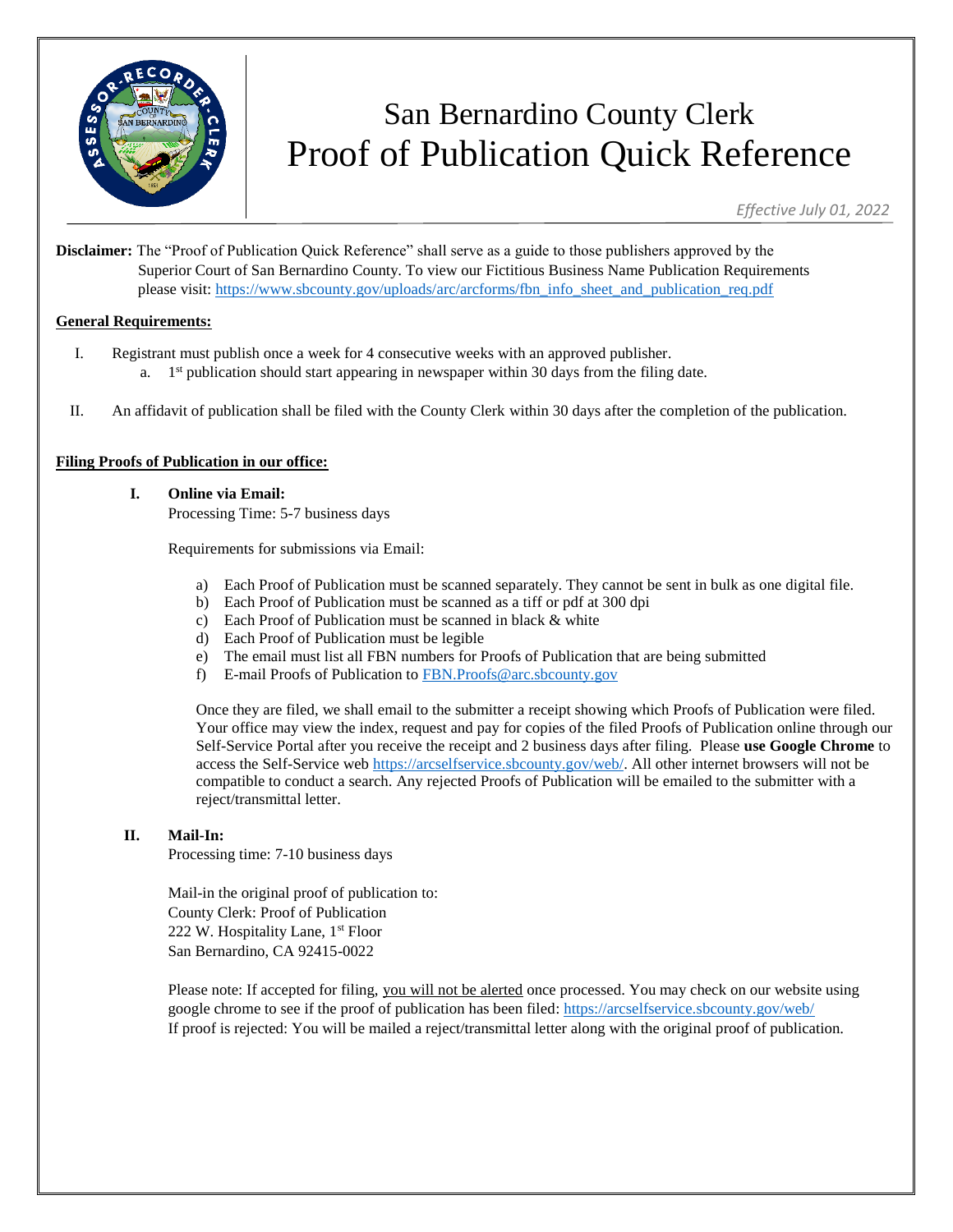# San Bernardino County Clerk
# Proof of Publication Quick Reference

*Effective July 01, 2022*

**Disclaimer:** The "Proof of Publication Quick Reference" shall serve as a guide to those publishers approved by the Superior Court of San Bernardino County. To view our Fictitious Business Name Publication Requirements please visit: https://www.sbcounty.gov/uploads/arc/arcforms/fbn_info_sheet_and_publication_req.pdf

**General Requirements:**

I. Registrant must publish once a week for 4 consecutive weeks with an approved publisher.
   a. 1st publication should start appearing in newspaper within 30 days from the filing date.

II. An affidavit of publication shall be filed with the County Clerk within 30 days after the completion of the publication.

**Filing Proofs of Publication in our office:**

**I. Online via Email:**
Processing Time: 5-7 business days

Requirements for submissions via Email:

a) Each Proof of Publication must be scanned separately. They cannot be sent in bulk as one digital file.
b) Each Proof of Publication must be scanned as a tiff or pdf at 300 dpi
c) Each Proof of Publication must be scanned in black & white
d) Each Proof of Publication must be legible
e) The email must list all FBN numbers for Proofs of Publication that are being submitted
f) E-mail Proofs of Publication to FBN.Proofs@arc.sbcounty.gov

Once they are filed, we shall email to the submitter a receipt showing which Proofs of Publication were filed. Your office may view the index, request and pay for copies of the filed Proofs of Publication online through our Self-Service Portal after you receive the receipt and 2 business days after filing. Please **use Google Chrome** to access the Self-Service web https://arcselfservice.sbcounty.gov/web/. All other internet browsers will not be compatible to conduct a search. Any rejected Proofs of Publication will be emailed to the submitter with a reject/transmittal letter.

**II. Mail-In:**
Processing time: 7-10 business days

Mail-in the original proof of publication to:
County Clerk: Proof of Publication
222 W. Hospitality Lane, 1st Floor
San Bernardino, CA 92415-0022

Please note: If accepted for filing, you will not be alerted once processed. You may check on our website using google chrome to see if the proof of publication has been filed: https://arcselfservice.sbcounty.gov/web/
If proof is rejected: You will be mailed a reject/transmittal letter along with the original proof of publication.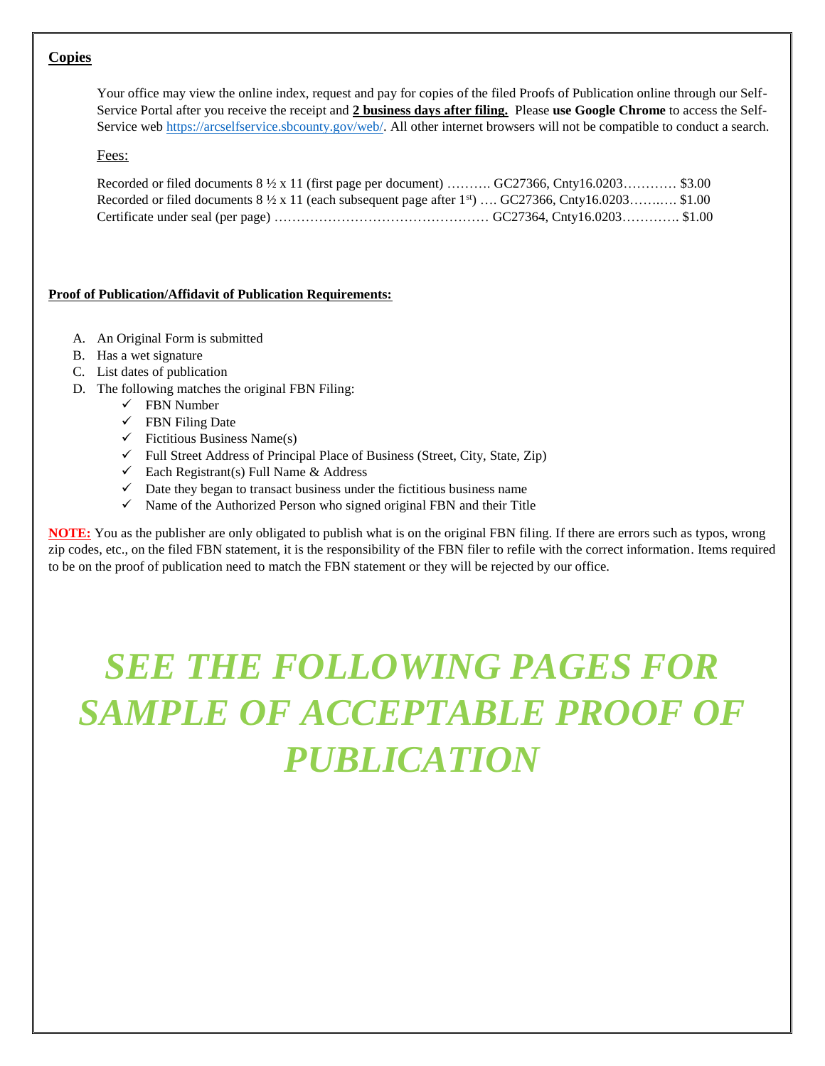## Copies

Your office may view the online index, request and pay for copies of the filed Proofs of Publication online through our Self-Service Portal after you receive the receipt and **2 business days after filing.** Please **use Google Chrome** to access the Self-Service web https://arcselfservice.sbcounty.gov/web/. All other internet browsers will not be compatible to conduct a search.

Fees:

Recorded or filed documents 8 ½ x 11 (first page per document) ………. GC27366, Cnty16.0203………… $3.00
Recorded or filed documents 8 ½ x 11 (each subsequent page after 1st) …. GC27366, Cnty16.0203……..… $1.00
Certificate under seal (per page) ………………………………………… GC27364, Cnty16.0203…………. $1.00

**Proof of Publication/Affidavit of Publication Requirements:**

A. An Original Form is submitted
B. Has a wet signature
C. List dates of publication
D. The following matches the original FBN Filing:
   - ✓ FBN Number
   - ✓ FBN Filing Date
   - ✓ Fictitious Business Name(s)
   - ✓ Full Street Address of Principal Place of Business (Street, City, State, Zip)
   - ✓ Each Registrant(s) Full Name & Address
   - ✓ Date they began to transact business under the fictitious business name
   - ✓ Name of the Authorized Person who signed original FBN and their Title

**NOTE:** You as the publisher are only obligated to publish what is on the original FBN filing. If there are errors such as typos, wrong zip codes, etc., on the filed FBN statement, it is the responsibility of the FBN filer to refile with the correct information. Items required to be on the proof of publication need to match the FBN statement or they will be rejected by our office.

# ***SEE THE FOLLOWING PAGES FOR SAMPLE OF ACCEPTABLE PROOF OF PUBLICATION***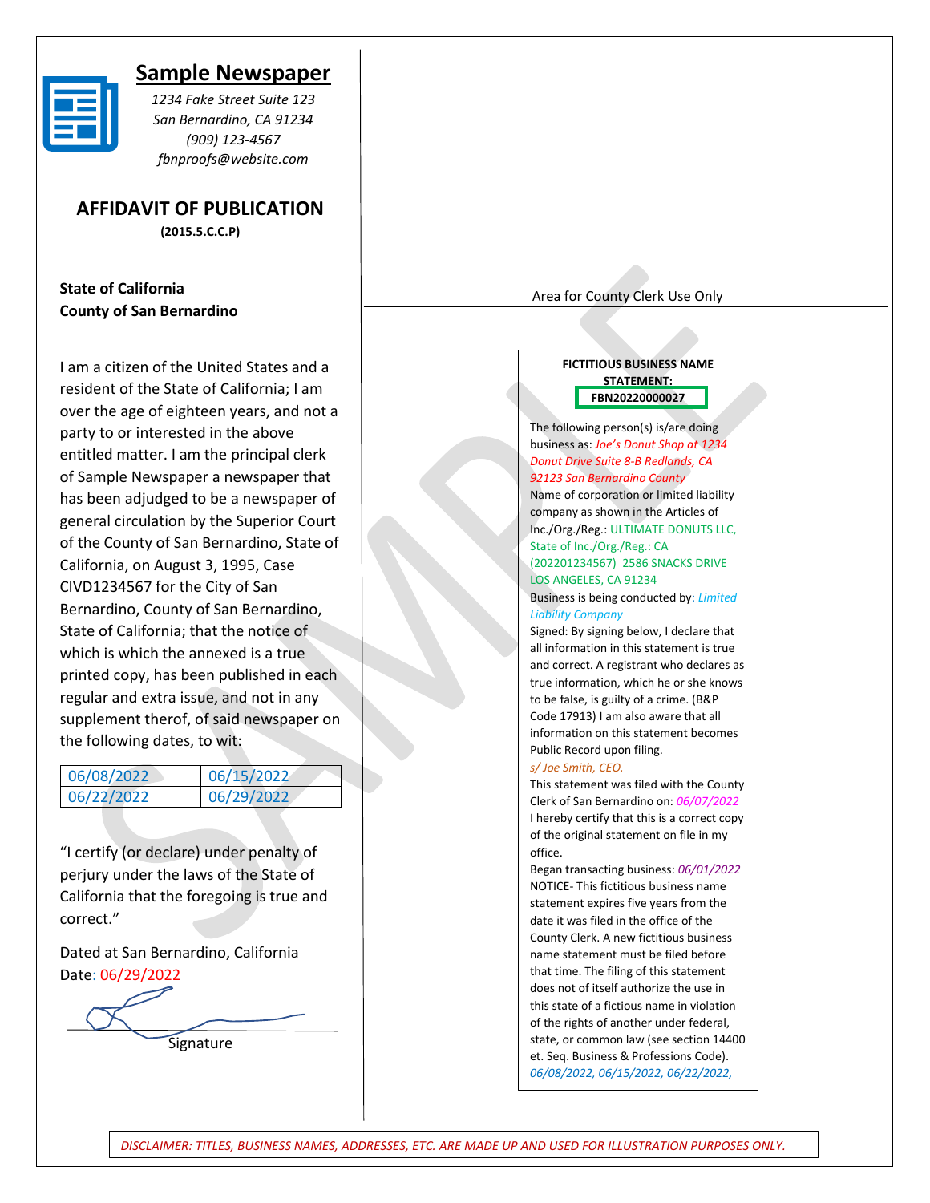# Sample Newspaper

*1234 Fake Street Suite 123*
*San Bernardino, CA 91234*
*(909) 123-4567*
*fbnproofs@website.com*

## AFFIDAVIT OF PUBLICATION

**(2015.5.C.C.P)**

**State of California**
**County of San Bernardino**

I am a citizen of the United States and a resident of the State of California; I am over the age of eighteen years, and not a party to or interested in the above entitled matter. I am the principal clerk of Sample Newspaper a newspaper that has been adjudged to be a newspaper of general circulation by the Superior Court of the County of San Bernardino, State of California, on August 3, 1995, Case CIVD1234567 for the City of San Bernardino, County of San Bernardino, State of California; that the notice of which is which the annexed is a true printed copy, has been published in each regular and extra issue, and not in any supplement therof, of said newspaper on the following dates, to wit:

| 06/08/2022 | 06/15/2022 |
|---|---|
| 06/22/2022 | 06/29/2022 |

"I certify (or declare) under penalty of perjury under the laws of the State of California that the foregoing is true and correct."

Dated at San Bernardino, California
Date: 06/29/2022

Signature

Area for County Clerk Use Only

**FICTITIOUS BUSINESS NAME STATEMENT:**
**FBN20220000027**

The following person(s) is/are doing business as: *Joe's Donut Shop at 1234 Donut Drive Suite 8-B Redlands, CA 92123 San Bernardino County*
Name of corporation or limited liability company as shown in the Articles of Inc./Org./Reg.: ULTIMATE DONUTS LLC, State of Inc./Org./Reg.: CA (202201234567) 2586 SNACKS DRIVE LOS ANGELES, CA 91234
Business is being conducted by: *Limited Liability Company*
Signed: By signing below, I declare that all information in this statement is true and correct. A registrant who declares as true information, which he or she knows to be false, is guilty of a crime. (B&P Code 17913) I am also aware that all information on this statement becomes Public Record upon filing.
*s/ Joe Smith, CEO.*
This statement was filed with the County Clerk of San Bernardino on: *06/07/2022*
I hereby certify that this is a correct copy of the original statement on file in my office.
Began transacting business: *06/01/2022*
NOTICE- This fictitious business name statement expires five years from the date it was filed in the office of the County Clerk. A new fictitious business name statement must be filed before that time. The filing of this statement does not of itself authorize the use in this state of a fictious name in violation of the rights of another under federal, state, or common law (see section 14400 et. Seq. Business & Professions Code).
*06/08/2022, 06/15/2022, 06/22/2022,*

*DISCLAIMER: TITLES, BUSINESS NAMES, ADDRESSES, ETC. ARE MADE UP AND USED FOR ILLUSTRATION PURPOSES ONLY.*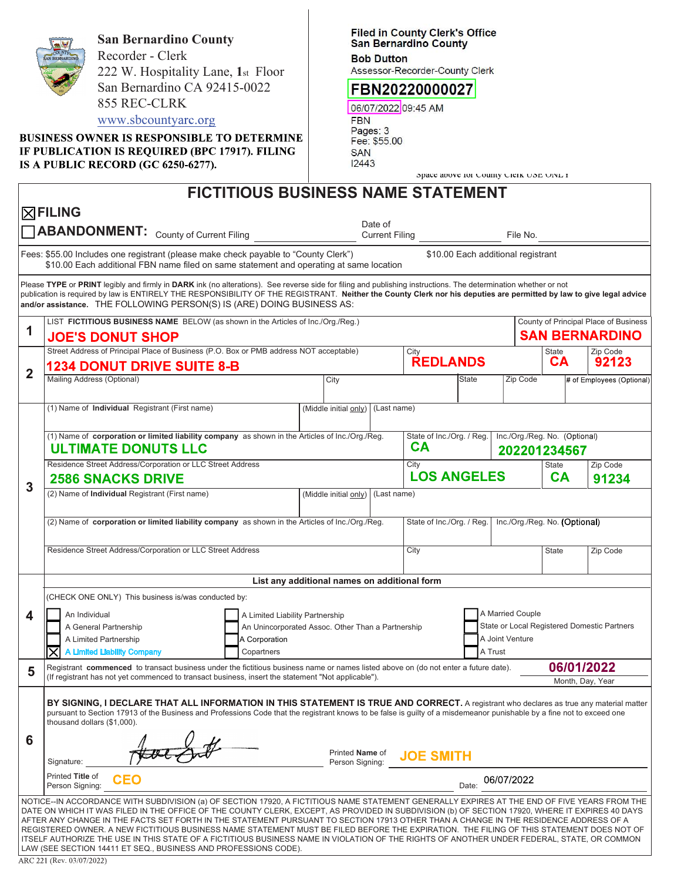**San Bernardino County**
Recorder - Clerk
222 W. Hospitality Lane, 1st Floor
San Bernardino CA 92415-0022
855 REC-CLRK
www.sbcountyarc.org

**BUSINESS OWNER IS RESPONSIBLE TO DETERMINE IF PUBLICATION IS REQUIRED (BPC 17917). FILING IS A PUBLIC RECORD (GC 6250-6277).**

**Filed in County Clerk's Office**
**San Bernardino County**
**Bob Dutton**
Assessor-Recorder-County Clerk

**FBN20220000027**
06/07/2022 09:45 AM
FBN
Pages: 3
Fee: $55.00
SAN
I2443

Space above for County Clerk USE ONLY

# FICTITIOUS BUSINESS NAME STATEMENT

☒ **FILING**

☐ **ABANDONMENT:** County of Current Filing ______ Date of Current Filing ______ File No. ______

Fees: $55.00 Includes one registrant (please make check payable to "County Clerk") $10.00 Each additional registrant
$10.00 Each additional FBN name filed on same statement and operating at same location

Please **TYPE** or **PRINT** legibly and firmly in **DARK** ink (no alterations). See reverse side for filing and publishing instructions. The determination whether or not publication is required by law is ENTIRELY THE RESPONSIBILITY OF THE REGISTRANT. **Neither the County Clerk nor his deputies are permitted by law to give legal advice and/or assistance.** THE FOLLOWING PERSON(S) IS (ARE) DOING BUSINESS AS:

**1** LIST **FICTITIOUS BUSINESS NAME** BELOW (as shown in the Articles of Inc./Org./Reg.): **JOE'S DONUT SHOP**
County of Principal Place of Business: **SAN BERNARDINO**

**2**

| Street Address of Principal Place of Business (P.O. Box or PMB address NOT acceptable) | City | State | Zip Code |
|---|---|---|---|
| 1234 DONUT DRIVE SUITE 8-B | REDLANDS | CA | 92123 |

| Mailing Address (Optional) | City | State | Zip Code | # of Employees (Optional) |
|---|---|---|---|---|
| | | | | |

**3**

| (1) Name of **Individual** Registrant (First name) | (Middle initial only) | (Last name) |
|---|---|---|
| | | |

| (1) Name of **corporation or limited liability company** as shown in the Articles of Inc./Org./Reg. | State of Inc./Org. / Reg. | Inc./Org./Reg. No. (Optional) |
|---|---|---|
| ULTIMATE DONUTS LLC | CA | 202201234567 |

| Residence Street Address/Corporation or LLC Street Address | City | State | Zip Code |
|---|---|---|---|
| 2586 SNACKS DRIVE | LOS ANGELES | CA | 91234 |

| (2) Name of **Individual** Registrant (First name) | (Middle initial only) | (Last name) |
|---|---|---|
| | | |

| (2) Name of **corporation or limited liability company** as shown in the Articles of Inc./Org./Reg. | State of Inc./Org. / Reg. | Inc./Org./Reg. No. (Optional) |
|---|---|---|
| | | |

| Residence Street Address/Corporation or LLC Street Address | City | State | Zip Code |
|---|---|---|---|
| | | | |

**List any additional names on additional form**

**4** (CHECK ONE ONLY) This business is/was conducted by:

- ☐ An Individual
- ☐ A General Partnership
- ☐ A Limited Partnership
- ☒ A Limited Liability Company
- ☐ A Limited Liability Partnership
- ☐ An Unincorporated Assoc. Other Than a Partnership
- ☐ A Corporation
- ☐ Copartners
- ☐ A Married Couple
- ☐ State or Local Registered Domestic Partners
- ☐ A Joint Venture
- ☐ A Trust

**5** Registrant **commenced** to transact business under the fictitious business name or names listed above on (do not enter a future date). (If registrant has not yet commenced to transact business, insert the statement "Not applicable"). **06/01/2022** (Month, Day, Year)

**6** **BY SIGNING, I DECLARE THAT ALL INFORMATION IN THIS STATEMENT IS TRUE AND CORRECT.** A registrant who declares as true any material matter pursuant to Section 17913 of the Business and Professions Code that the registrant knows to be false is guilty of a misdemeanor punishable by a fine not to exceed one thousand dollars ($1,000).

Signature: [signature]  Printed **Name** of Person Signing: **JOE SMITH**

Printed **Title** of Person Signing: **CEO**  Date: 06/07/2022

NOTICE--IN ACCORDANCE WITH SUBDIVISION (a) OF SECTION 17920, A FICTITIOUS NAME STATEMENT GENERALLY EXPIRES AT THE END OF FIVE YEARS FROM THE DATE ON WHICH IT WAS FILED IN THE OFFICE OF THE COUNTY CLERK, EXCEPT, AS PROVIDED IN SUBDIVISION (b) OF SECTION 17920, WHERE IT EXPIRES 40 DAYS AFTER ANY CHANGE IN THE FACTS SET FORTH IN THE STATEMENT PURSUANT TO SECTION 17913 OTHER THAN A CHANGE IN THE RESIDENCE ADDRESS OF A REGISTERED OWNER. A NEW FICTITIOUS BUSINESS NAME STATEMENT MUST BE FILED BEFORE THE EXPIRATION. THE FILING OF THIS STATEMENT DOES NOT OF ITSELF AUTHORIZE THE USE IN THIS STATE OF A FICTITIOUS BUSINESS NAME IN VIOLATION OF THE RIGHTS OF ANOTHER UNDER FEDERAL, STATE, OR COMMON LAW (SEE SECTION 14411 ET SEQ., BUSINESS AND PROFESSIONS CODE).

ARC 221 (Rev. 03/07/2022)